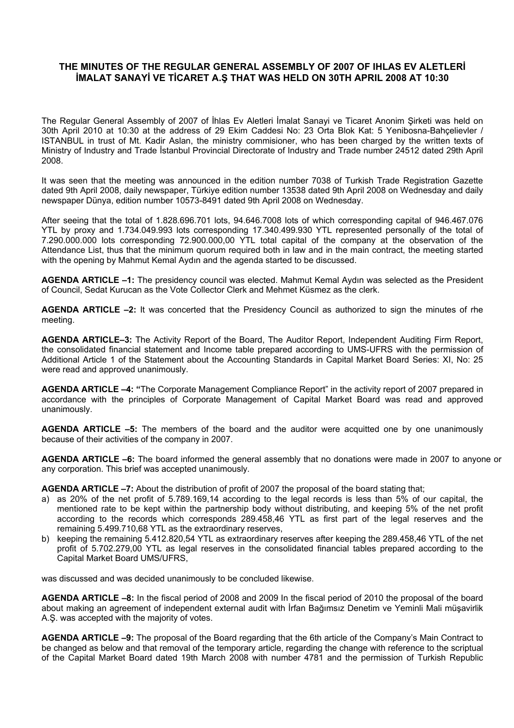# THE MINUTES OF THE REGULAR GENERAL ASSEMBLY OF 2007 OF IHLAS EV ALETLERİ İMALAT SANAYİ VE TİCARET A.Ş THAT WAS HELD ON 30TH APRIL 2008 AT 10:30

The Regular General Assembly of 2007 of İhlas Ev Aletleri İmalat Sanayi ve Ticaret Anonim Şirketi was held on 30th April 2010 at 10:30 at the address of 29 Ekim Caddesi No: 23 Orta Blok Kat: 5 Yenibosna-Bahçelievler / ISTANBUL in trust of Mt. Kadir Aslan, the ministry commisioner, who has been charged by the written texts of Ministry of Industry and Trade İstanbul Provincial Directorate of Industry and Trade number 24512 dated 29th April 2008.

It was seen that the meeting was announced in the edition number 7038 of Turkish Trade Registration Gazette dated 9th April 2008, daily newspaper, Türkiye edition number 13538 dated 9th April 2008 on Wednesday and daily newspaper Dünya, edition number 10573-8491 dated 9th April 2008 on Wednesday.

After seeing that the total of 1.828.696.701 lots, 94.646.7008 lots of which corresponding capital of 946.467.076 YTL by proxy and 1.734.049.993 lots corresponding 17.340.499.930 YTL represented personally of the total of 7.290.000.000 lots corresponding 72.900.000,00 YTL total capital of the company at the observation of the Attendance List, thus that the minimum quorum required both in law and in the main contract, the meeting started with the opening by Mahmut Kemal Aydın and the agenda started to be discussed.

**AGENDA ARTICLE –1:** The presidency council was elected. Mahmut Kemal Aydın was selected as the President of Council, Sedat Kurucan as the Vote Collector Clerk and Mehmet Küsmez as the clerk.

**AGENDA ARTICLE –2:** It was concerted that the Presidency Council as authorized to sign the minutes of rhe meeting.

**AGENDA ARTICLE–3:** The Activity Report of the Board, The Auditor Report, Independent Auditing Firm Report, the consolidated financial statement and Income table prepared according to UMS-UFRS with the permission of Additional Article 1 of the Statement about the Accounting Standards in Capital Market Board Series: XI, No: 25 were read and approved unanimously.

**AGENDA ARTICLE –4:** "The Corporate Management Compliance Report" in the activity report of 2007 prepared in accordance with the principles of Corporate Management of Capital Market Board was read and approved unanimously.

**AGENDA ARTICLE –5:** The members of the board and the auditor were acquitted one by one unanimously because of their activities of the company in 2007.

**AGENDA ARTICLE –6:** The board informed the general assembly that no donations were made in 2007 to anyone or any corporation. This brief was accepted unanimously.

**AGENDA ARTICLE –7:** About the distribution of profit of 2007 the proposal of the board stating that;

a) as 20% of the net profit of 5.789.169,14 according to the legal records is less than 5% of our capital, the mentioned rate to be kept within the partnership body without distributing, and keeping 5% of the net profit according to the records which corresponds 289.458,46 YTL as first part of the legal reserves and the remaining 5.499.710,68 YTL as the extraordinary reserves,
b) keeping the remaining 5.412.820,54 YTL as extraordinary reserves after keeping the 289.458,46 YTL of the net profit of 5.702.279,00 YTL as legal reserves in the consolidated financial tables prepared according to the Capital Market Board UMS/UFRS,

was discussed and was decided unanimously to be concluded likewise.

**AGENDA ARTICLE –8:** In the fiscal period of 2008 and 2009 In the fiscal period of 2010 the proposal of the board about making an agreement of independent external audit with İrfan Bağımsız Denetim ve Yeminli Mali müşavirlik A.Ş. was accepted with the majority of votes.

**AGENDA ARTICLE –9:** The proposal of the Board regarding that the 6th article of the Company's Main Contract to be changed as below and that removal of the temporary article, regarding the change with reference to the scriptual of the Capital Market Board dated 19th March 2008 with number 4781 and the permission of Turkish Republic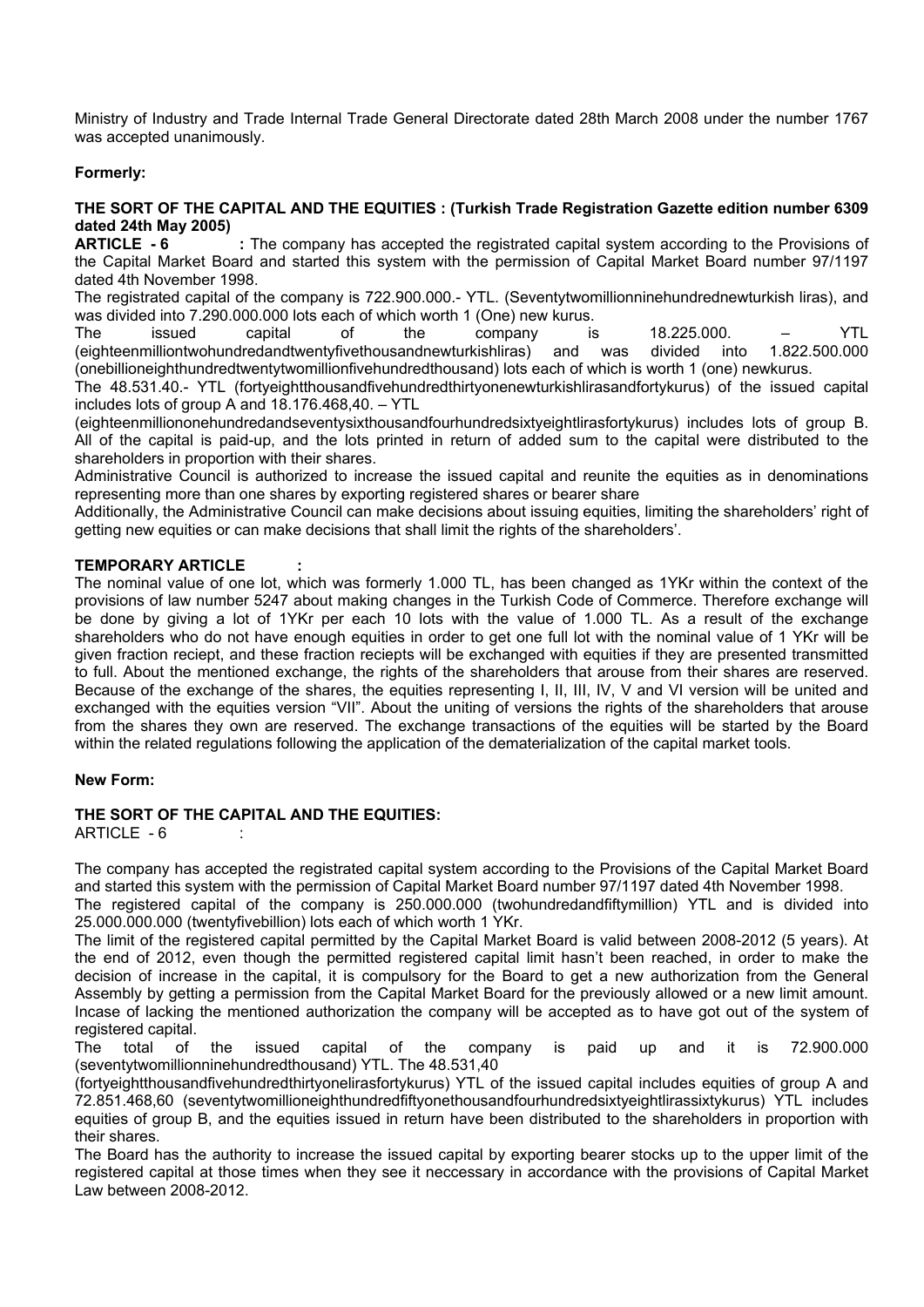Ministry of Industry and Trade Internal Trade General Directorate dated 28th March 2008 under the number 1767 was accepted unanimously.

**Formerly:**

**THE SORT OF THE CAPITAL AND THE EQUITIES : (Turkish Trade Registration Gazette edition number 6309 dated 24th May 2005)**

**ARTICLE - 6 :** The company has accepted the registrated capital system according to the Provisions of the Capital Market Board and started this system with the permission of Capital Market Board number 97/1197 dated 4th November 1998.

The registrated capital of the company is 722.900.000.- YTL. (Seventytwomillionninehundrednewturkish liras), and was divided into 7.290.000.000 lots each of which worth 1 (One) new kurus.

The issued capital of the company is 18.225.000. – YTL (eighteenmilliontwohundredandtwentyfivethousandnewturkishliras) and was divided into 1.822.500.000 (onebillioneighthundredtwentytwomillionfivehundredthousand) lots each of which is worth 1 (one) newkurus.

The 48.531.40.- YTL (fortyeightthousandfivehundredthirtyonenewturkishlirasandfortykurus) of the issued capital includes lots of group A and 18.176.468,40. – YTL (eighteenmilliononehundredandseventysixthousandfourhundredsixtyeightlirasfortykurus) includes lots of group B. All of the capital is paid-up, and the lots printed in return of added sum to the capital were distributed to the shareholders in proportion with their shares.

Administrative Council is authorized to increase the issued capital and reunite the equities as in denominations representing more than one shares by exporting registered shares or bearer share

Additionally, the Administrative Council can make decisions about issuing equities, limiting the shareholders' right of getting new equities or can make decisions that shall limit the rights of the shareholders'.

**TEMPORARY ARTICLE :**

The nominal value of one lot, which was formerly 1.000 TL, has been changed as 1YKr within the context of the provisions of law number 5247 about making changes in the Turkish Code of Commerce. Therefore exchange will be done by giving a lot of 1YKr per each 10 lots with the value of 1.000 TL. As a result of the exchange shareholders who do not have enough equities in order to get one full lot with the nominal value of 1 YKr will be given fraction reciept, and these fraction reciepts will be exchanged with equities if they are presented transmitted to full. About the mentioned exchange, the rights of the shareholders that arouse from their shares are reserved. Because of the exchange of the shares, the equities representing I, II, III, IV, V and VI version will be united and exchanged with the equities version "VII". About the uniting of versions the rights of the shareholders that arouse from the shares they own are reserved. The exchange transactions of the equities will be started by the Board within the related regulations following the application of the dematerialization of the capital market tools.

**New Form:**

**THE SORT OF THE CAPITAL AND THE EQUITIES:**

ARTICLE - 6 :

The company has accepted the registrated capital system according to the Provisions of the Capital Market Board and started this system with the permission of Capital Market Board number 97/1197 dated 4th November 1998.

The registered capital of the company is 250.000.000 (twohundredandfiftymillion) YTL and is divided into 25.000.000.000 (twentyfivebillion) lots each of which worth 1 YKr.

The limit of the registered capital permitted by the Capital Market Board is valid between 2008-2012 (5 years). At the end of 2012, even though the permitted registered capital limit hasn't been reached, in order to make the decision of increase in the capital, it is compulsory for the Board to get a new authorization from the General Assembly by getting a permission from the Capital Market Board for the previously allowed or a new limit amount. Incase of lacking the mentioned authorization the company will be accepted as to have got out of the system of registered capital.

The total of the issued capital of the company is paid up and it is 72.900.000 (seventytwomillionninehundredthousand) YTL. The 48.531,40 (fortyeightthousandfivehundredthirtyonelirasfortykurus) YTL of the issued capital includes equities of group A and 72.851.468,60 (seventytwomillioneighthundredfiftyonethousandfourhundredsixtyeightlirassixtykurus) YTL includes equities of group B, and the equities issued in return have been distributed to the shareholders in proportion with their shares.

The Board has the authority to increase the issued capital by exporting bearer stocks up to the upper limit of the registered capital at those times when they see it neccessary in accordance with the provisions of Capital Market Law between 2008-2012.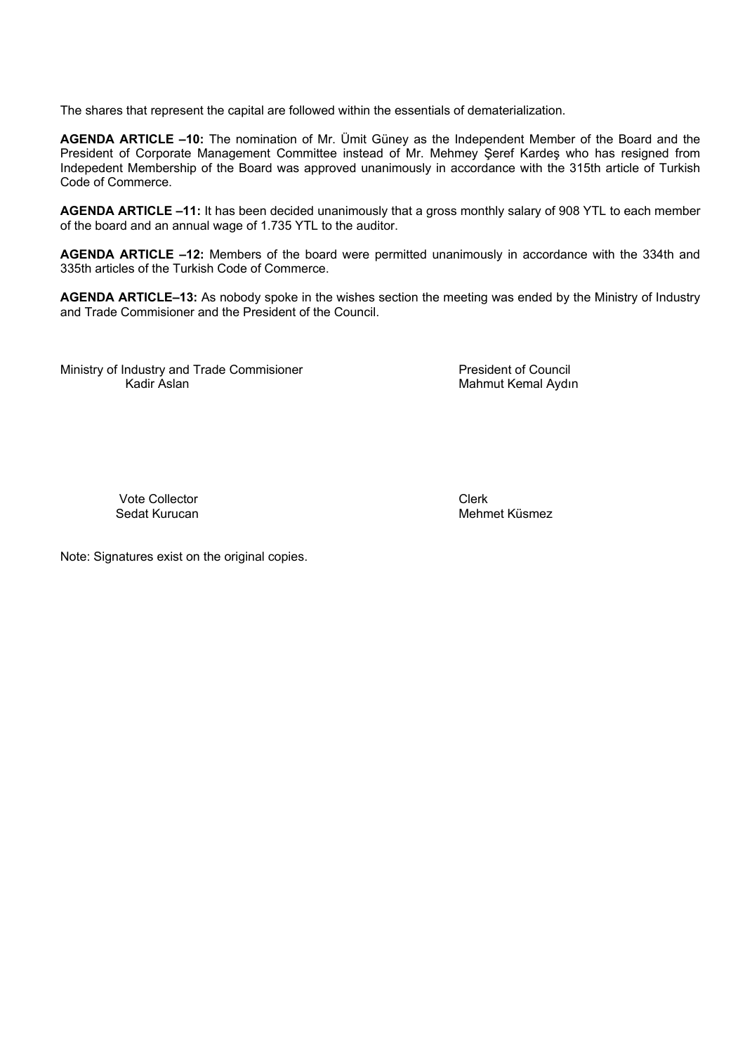The shares that represent the capital are followed within the essentials of dematerialization.

**AGENDA ARTICLE –10:** The nomination of Mr. Ümit Güney as the Independent Member of the Board and the President of Corporate Management Committee instead of Mr. Mehmey Şeref Kardeş who has resigned from Indepedent Membership of the Board was approved unanimously in accordance with the 315th article of Turkish Code of Commerce.

**AGENDA ARTICLE –11:** It has been decided unanimously that a gross monthly salary of 908 YTL to each member of the board and an annual wage of 1.735 YTL to the auditor.

**AGENDA ARTICLE –12:** Members of the board were permitted unanimously in accordance with the 334th and 335th articles of the Turkish Code of Commerce.

**AGENDA ARTICLE–13:** As nobody spoke in the wishes section the meeting was ended by the Ministry of Industry and Trade Commisioner and the President of the Council.

Ministry of Industry and Trade Commisioner
Kadir Aslan

President of Council
Mahmut Kemal Aydın

Vote Collector
Sedat Kurucan

Clerk
Mehmet Küsmez

Note: Signatures exist on the original copies.